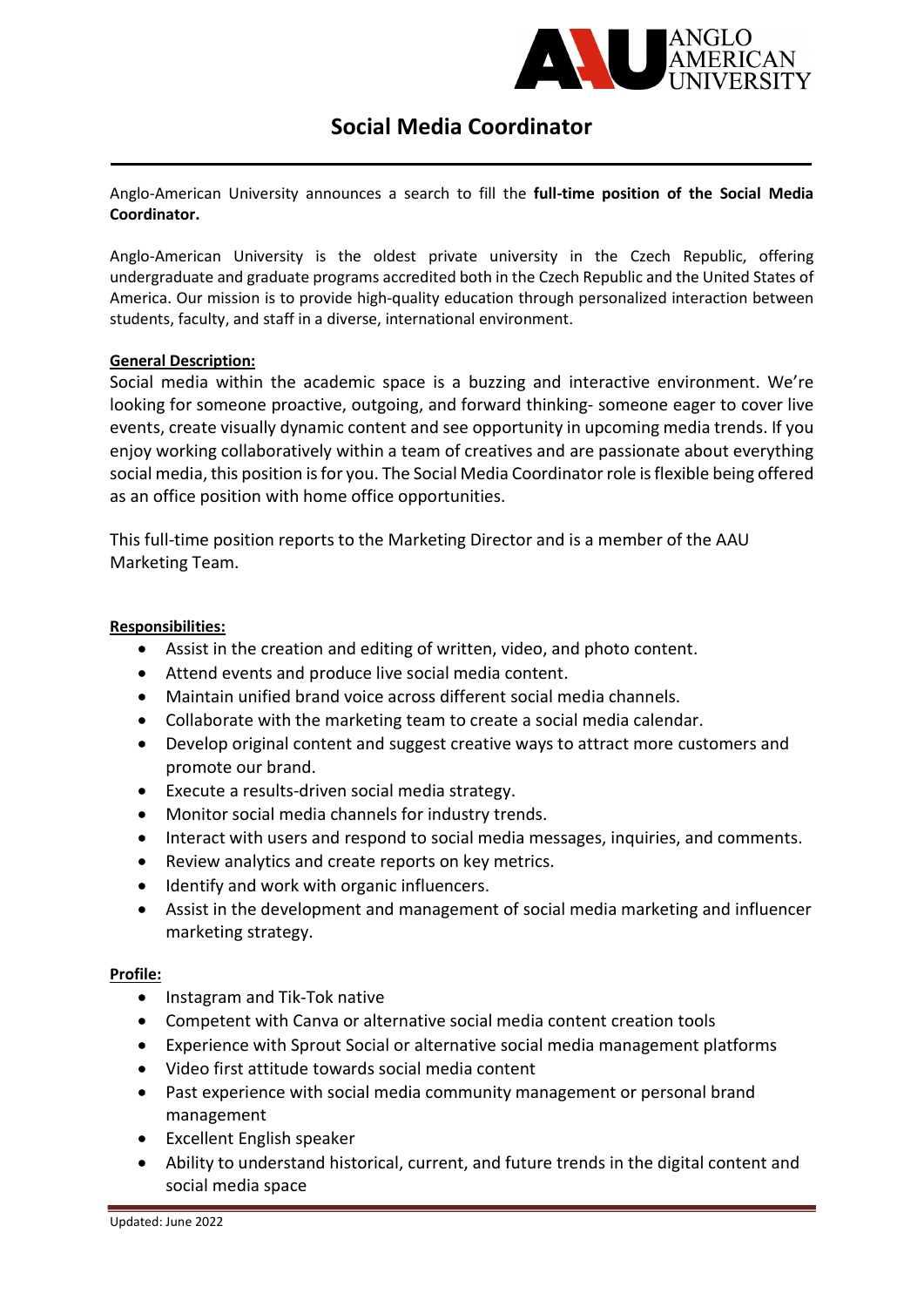# Social Media Coordinator

Anglo-American University announces a search to fill the **full-time position of the Social Media Coordinator.**

Anglo-American University is the oldest private university in the Czech Republic, offering undergraduate and graduate programs accredited both in the Czech Republic and the United States of America. Our mission is to provide high-quality education through personalized interaction between students, faculty, and staff in a diverse, international environment.

**General Description:**

Social media within the academic space is a buzzing and interactive environment. We're looking for someone proactive, outgoing, and forward thinking- someone eager to cover live events, create visually dynamic content and see opportunity in upcoming media trends. If you enjoy working collaboratively within a team of creatives and are passionate about everything social media, this position is for you. The Social Media Coordinator role is flexible being offered as an office position with home office opportunities.

This full-time position reports to the Marketing Director and is a member of the AAU Marketing Team.

**Responsibilities:**

- Assist in the creation and editing of written, video, and photo content.
- Attend events and produce live social media content.
- Maintain unified brand voice across different social media channels.
- Collaborate with the marketing team to create a social media calendar.
- Develop original content and suggest creative ways to attract more customers and promote our brand.
- Execute a results-driven social media strategy.
- Monitor social media channels for industry trends.
- Interact with users and respond to social media messages, inquiries, and comments.
- Review analytics and create reports on key metrics.
- Identify and work with organic influencers.
- Assist in the development and management of social media marketing and influencer marketing strategy.

**Profile:**

- Instagram and Tik-Tok native
- Competent with Canva or alternative social media content creation tools
- Experience with Sprout Social or alternative social media management platforms
- Video first attitude towards social media content
- Past experience with social media community management or personal brand management
- Excellent English speaker
- Ability to understand historical, current, and future trends in the digital content and social media space

Updated: June 2022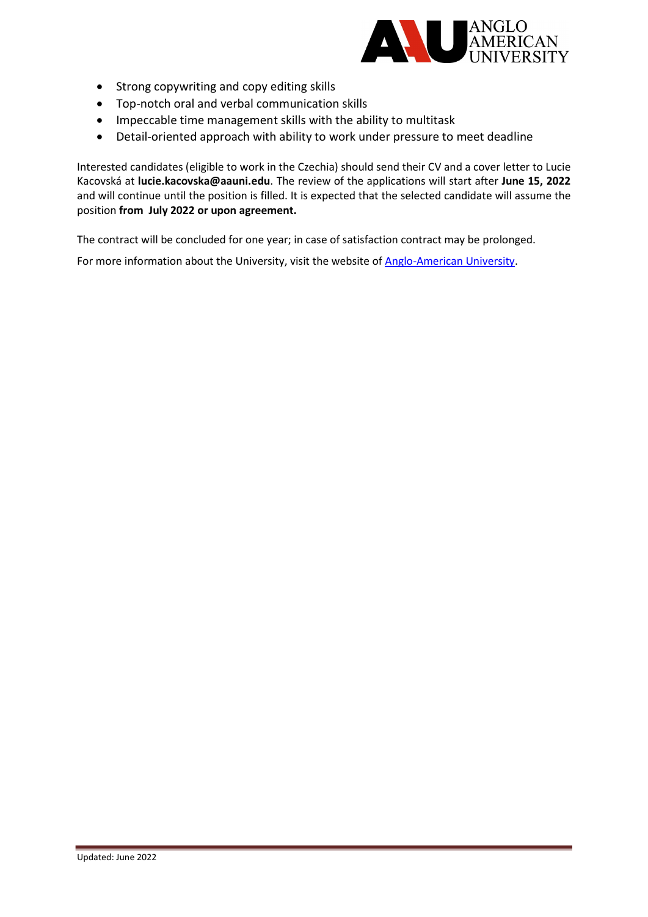- Strong copywriting and copy editing skills
- Top-notch oral and verbal communication skills
- Impeccable time management skills with the ability to multitask
- Detail-oriented approach with ability to work under pressure to meet deadline

Interested candidates (eligible to work in the Czechia) should send their CV and a cover letter to Lucie Kacovská at **lucie.kacovska@aauni.edu**. The review of the applications will start after **June 15, 2022** and will continue until the position is filled. It is expected that the selected candidate will assume the position **from July 2022 or upon agreement.**

The contract will be concluded for one year; in case of satisfaction contract may be prolonged.

For more information about the University, visit the website of [Anglo-American University](Anglo-American University).

Updated: June 2022